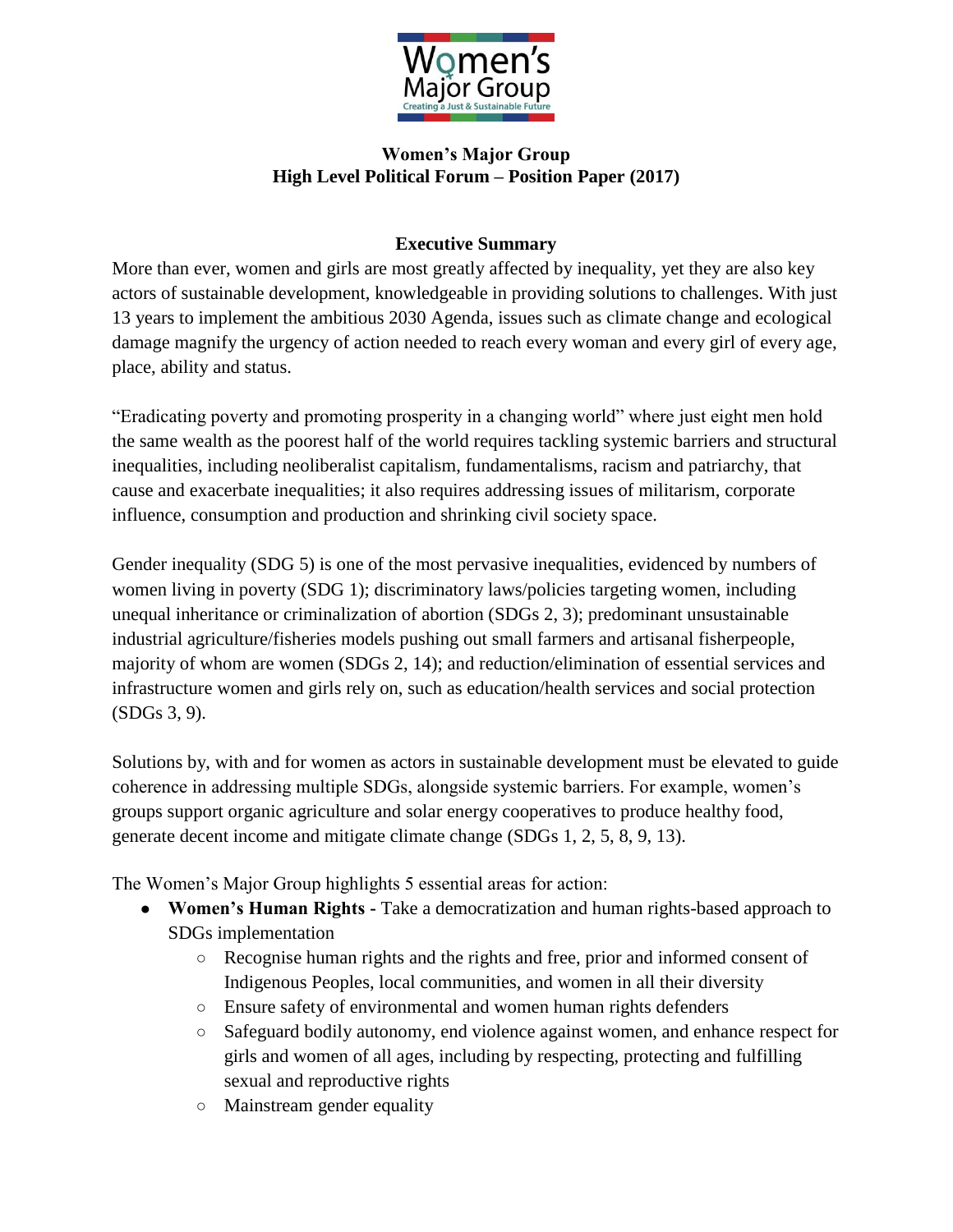# Women's Major Group
## High Level Political Forum – Position Paper (2017)

### Executive Summary

More than ever, women and girls are most greatly affected by inequality, yet they are also key actors of sustainable development, knowledgeable in providing solutions to challenges. With just 13 years to implement the ambitious 2030 Agenda, issues such as climate change and ecological damage magnify the urgency of action needed to reach every woman and every girl of every age, place, ability and status.

"Eradicating poverty and promoting prosperity in a changing world" where just eight men hold the same wealth as the poorest half of the world requires tackling systemic barriers and structural inequalities, including neoliberalist capitalism, fundamentalisms, racism and patriarchy, that cause and exacerbate inequalities; it also requires addressing issues of militarism, corporate influence, consumption and production and shrinking civil society space.

Gender inequality (SDG 5) is one of the most pervasive inequalities, evidenced by numbers of women living in poverty (SDG 1); discriminatory laws/policies targeting women, including unequal inheritance or criminalization of abortion (SDGs 2, 3); predominant unsustainable industrial agriculture/fisheries models pushing out small farmers and artisanal fisherpeople, majority of whom are women (SDGs 2, 14); and reduction/elimination of essential services and infrastructure women and girls rely on, such as education/health services and social protection (SDGs 3, 9).

Solutions by, with and for women as actors in sustainable development must be elevated to guide coherence in addressing multiple SDGs, alongside systemic barriers. For example, women's groups support organic agriculture and solar energy cooperatives to produce healthy food, generate decent income and mitigate climate change (SDGs 1, 2, 5, 8, 9, 13).

The Women's Major Group highlights 5 essential areas for action:

- **Women's Human Rights** - Take a democratization and human rights-based approach to SDGs implementation
  - Recognise human rights and the rights and free, prior and informed consent of Indigenous Peoples, local communities, and women in all their diversity
  - Ensure safety of environmental and women human rights defenders
  - Safeguard bodily autonomy, end violence against women, and enhance respect for girls and women of all ages, including by respecting, protecting and fulfilling sexual and reproductive rights
  - Mainstream gender equality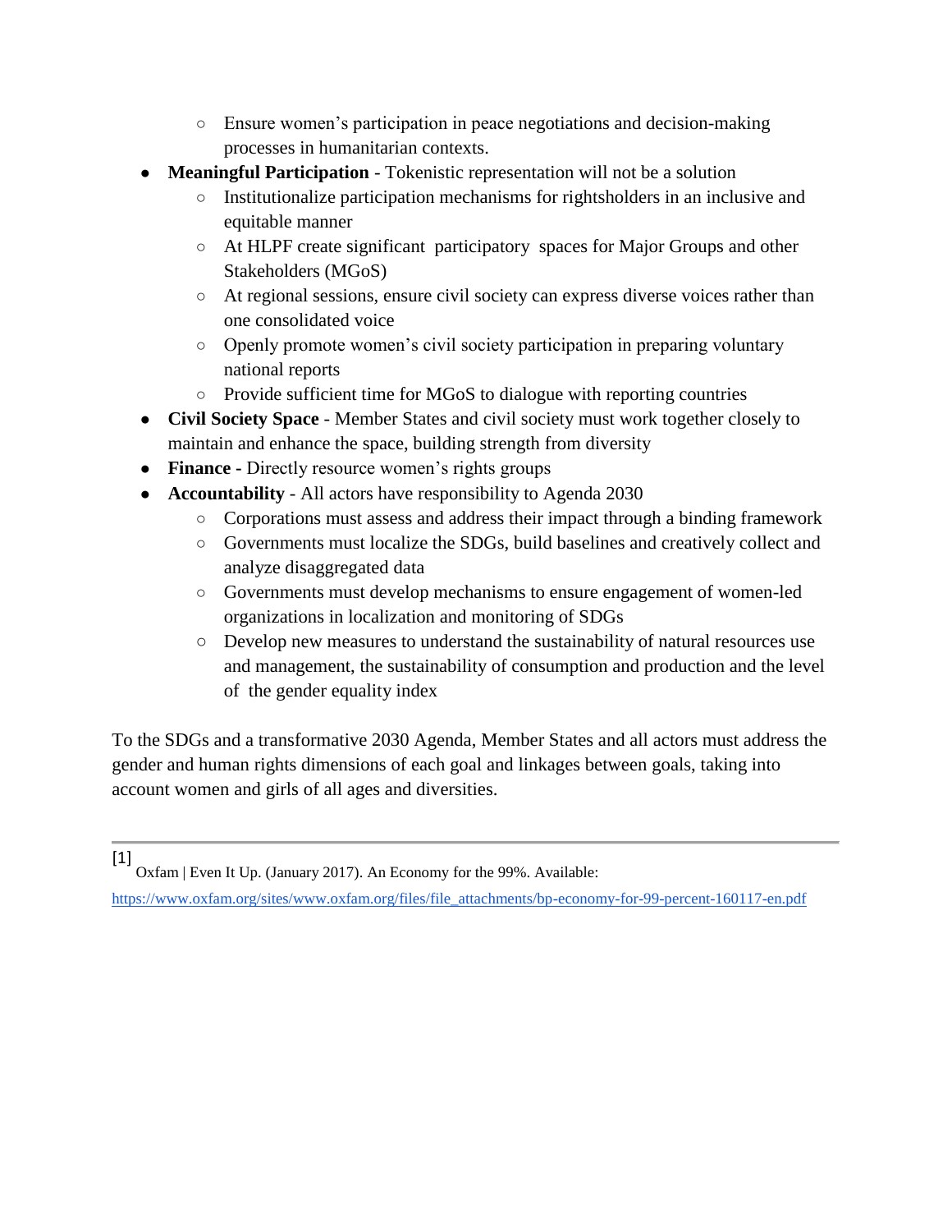- Ensure women's participation in peace negotiations and decision-making processes in humanitarian contexts.
- **Meaningful Participation** - Tokenistic representation will not be a solution
    - Institutionalize participation mechanisms for rightsholders in an inclusive and equitable manner
    - At HLPF create significant participatory spaces for Major Groups and other Stakeholders (MGoS)
    - At regional sessions, ensure civil society can express diverse voices rather than one consolidated voice
    - Openly promote women's civil society participation in preparing voluntary national reports
    - Provide sufficient time for MGoS to dialogue with reporting countries
- **Civil Society Space** - Member States and civil society must work together closely to maintain and enhance the space, building strength from diversity
- **Finance -** Directly resource women's rights groups
- **Accountability** - All actors have responsibility to Agenda 2030
    - Corporations must assess and address their impact through a binding framework
    - Governments must localize the SDGs, build baselines and creatively collect and analyze disaggregated data
    - Governments must develop mechanisms to ensure engagement of women-led organizations in localization and monitoring of SDGs
    - Develop new measures to understand the sustainability of natural resources use and management, the sustainability of consumption and production and the level of the gender equality index

To the SDGs and a transformative 2030 Agenda, Member States and all actors must address the gender and human rights dimensions of each goal and linkages between goals, taking into account women and girls of all ages and diversities.

---

[1] Oxfam | Even It Up. (January 2017). An Economy for the 99%. Available: https://www.oxfam.org/sites/www.oxfam.org/files/file_attachments/bp-economy-for-99-percent-160117-en.pdf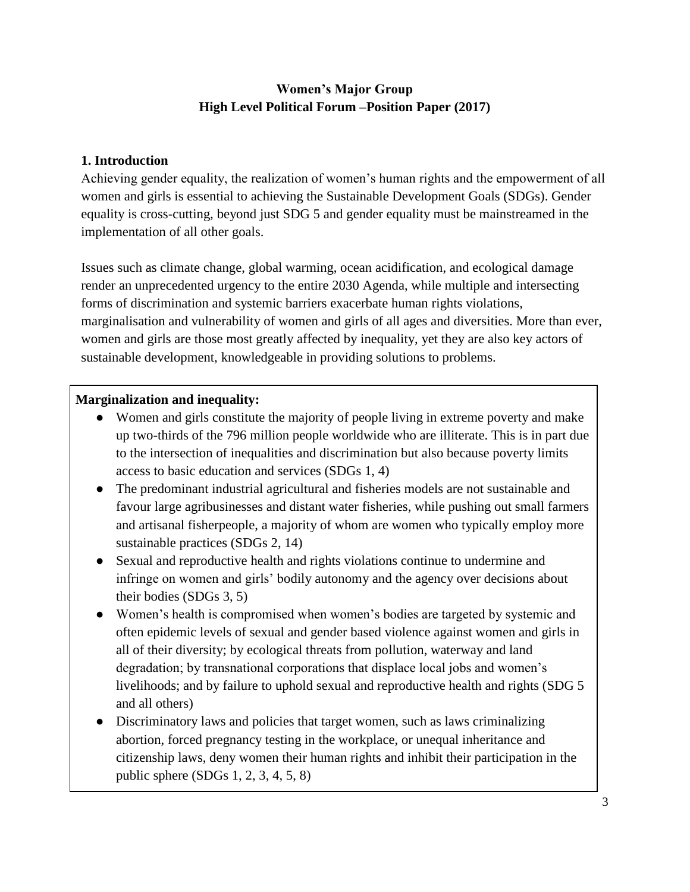**Women's Major Group**
**High Level Political Forum –Position Paper (2017)**

## 1. Introduction

Achieving gender equality, the realization of women's human rights and the empowerment of all women and girls is essential to achieving the Sustainable Development Goals (SDGs). Gender equality is cross-cutting, beyond just SDG 5 and gender equality must be mainstreamed in the implementation of all other goals.

Issues such as climate change, global warming, ocean acidification, and ecological damage render an unprecedented urgency to the entire 2030 Agenda, while multiple and intersecting forms of discrimination and systemic barriers exacerbate human rights violations, marginalisation and vulnerability of women and girls of all ages and diversities. More than ever, women and girls are those most greatly affected by inequality, yet they are also key actors of sustainable development, knowledgeable in providing solutions to problems.

**Marginalization and inequality:**

- Women and girls constitute the majority of people living in extreme poverty and make up two-thirds of the 796 million people worldwide who are illiterate. This is in part due to the intersection of inequalities and discrimination but also because poverty limits access to basic education and services (SDGs 1, 4)
- The predominant industrial agricultural and fisheries models are not sustainable and favour large agribusinesses and distant water fisheries, while pushing out small farmers and artisanal fisherpeople, a majority of whom are women who typically employ more sustainable practices (SDGs 2, 14)
- Sexual and reproductive health and rights violations continue to undermine and infringe on women and girls' bodily autonomy and the agency over decisions about their bodies (SDGs 3, 5)
- Women's health is compromised when women's bodies are targeted by systemic and often epidemic levels of sexual and gender based violence against women and girls in all of their diversity; by ecological threats from pollution, waterway and land degradation; by transnational corporations that displace local jobs and women's livelihoods; and by failure to uphold sexual and reproductive health and rights (SDG 5 and all others)
- Discriminatory laws and policies that target women, such as laws criminalizing abortion, forced pregnancy testing in the workplace, or unequal inheritance and citizenship laws, deny women their human rights and inhibit their participation in the public sphere (SDGs 1, 2, 3, 4, 5, 8)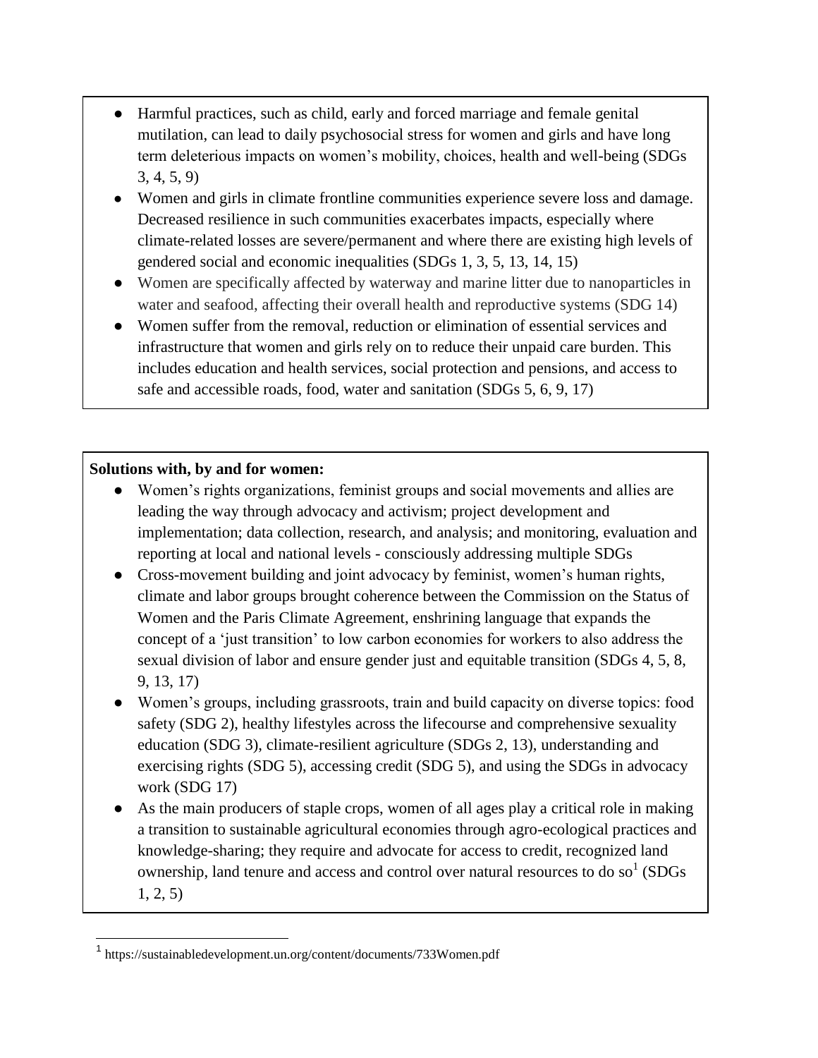- Harmful practices, such as child, early and forced marriage and female genital mutilation, can lead to daily psychosocial stress for women and girls and have long term deleterious impacts on women's mobility, choices, health and well-being (SDGs 3, 4, 5, 9)
- Women and girls in climate frontline communities experience severe loss and damage. Decreased resilience in such communities exacerbates impacts, especially where climate-related losses are severe/permanent and where there are existing high levels of gendered social and economic inequalities (SDGs 1, 3, 5, 13, 14, 15)
- Women are specifically affected by waterway and marine litter due to nanoparticles in water and seafood, affecting their overall health and reproductive systems (SDG 14)
- Women suffer from the removal, reduction or elimination of essential services and infrastructure that women and girls rely on to reduce their unpaid care burden. This includes education and health services, social protection and pensions, and access to safe and accessible roads, food, water and sanitation (SDGs 5, 6, 9, 17)

**Solutions with, by and for women:**

- Women's rights organizations, feminist groups and social movements and allies are leading the way through advocacy and activism; project development and implementation; data collection, research, and analysis; and monitoring, evaluation and reporting at local and national levels - consciously addressing multiple SDGs
- Cross-movement building and joint advocacy by feminist, women's human rights, climate and labor groups brought coherence between the Commission on the Status of Women and the Paris Climate Agreement, enshrining language that expands the concept of a 'just transition' to low carbon economies for workers to also address the sexual division of labor and ensure gender just and equitable transition (SDGs 4, 5, 8, 9, 13, 17)
- Women's groups, including grassroots, train and build capacity on diverse topics: food safety (SDG 2), healthy lifestyles across the lifecourse and comprehensive sexuality education (SDG 3), climate-resilient agriculture (SDGs 2, 13), understanding and exercising rights (SDG 5), accessing credit (SDG 5), and using the SDGs in advocacy work (SDG 17)
- As the main producers of staple crops, women of all ages play a critical role in making a transition to sustainable agricultural economies through agro-ecological practices and knowledge-sharing; they require and advocate for access to credit, recognized land ownership, land tenure and access and control over natural resources to do so[1] (SDGs 1, 2, 5)

[1] https://sustainabledevelopment.un.org/content/documents/733Women.pdf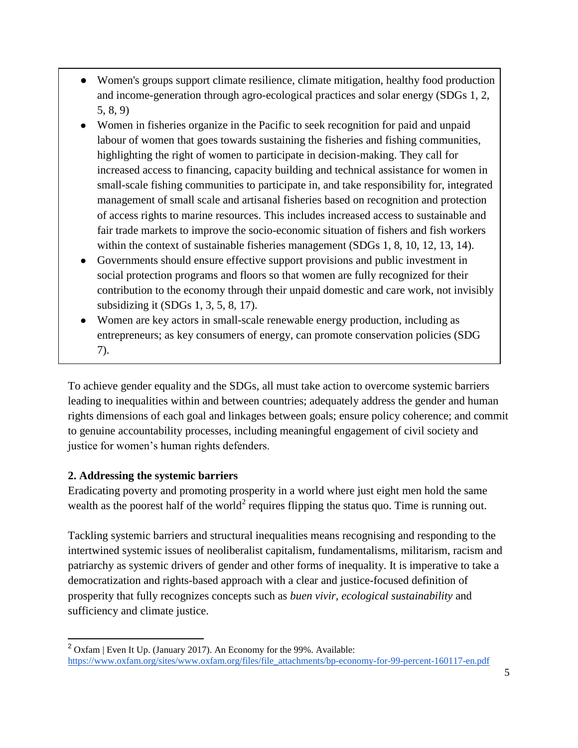- Women's groups support climate resilience, climate mitigation, healthy food production and income-generation through agro-ecological practices and solar energy (SDGs 1, 2, 5, 8, 9)
- Women in fisheries organize in the Pacific to seek recognition for paid and unpaid labour of women that goes towards sustaining the fisheries and fishing communities, highlighting the right of women to participate in decision-making. They call for increased access to financing, capacity building and technical assistance for women in small-scale fishing communities to participate in, and take responsibility for, integrated management of small scale and artisanal fisheries based on recognition and protection of access rights to marine resources. This includes increased access to sustainable and fair trade markets to improve the socio-economic situation of fishers and fish workers within the context of sustainable fisheries management (SDGs 1, 8, 10, 12, 13, 14).
- Governments should ensure effective support provisions and public investment in social protection programs and floors so that women are fully recognized for their contribution to the economy through their unpaid domestic and care work, not invisibly subsidizing it (SDGs 1, 3, 5, 8, 17).
- Women are key actors in small-scale renewable energy production, including as entrepreneurs; as key consumers of energy, can promote conservation policies (SDG 7).

To achieve gender equality and the SDGs, all must take action to overcome systemic barriers leading to inequalities within and between countries; adequately address the gender and human rights dimensions of each goal and linkages between goals; ensure policy coherence; and commit to genuine accountability processes, including meaningful engagement of civil society and justice for women's human rights defenders.

## 2. Addressing the systemic barriers

Eradicating poverty and promoting prosperity in a world where just eight men hold the same wealth as the poorest half of the world[2] requires flipping the status quo. Time is running out.

Tackling systemic barriers and structural inequalities means recognising and responding to the intertwined systemic issues of neoliberalist capitalism, fundamentalisms, militarism, racism and patriarchy as systemic drivers of gender and other forms of inequality. It is imperative to take a democratization and rights-based approach with a clear and justice-focused definition of prosperity that fully recognizes concepts such as *buen vivir, ecological sustainability* and sufficiency and climate justice.

---

[2] Oxfam | Even It Up. (January 2017). An Economy for the 99%. Available: https://www.oxfam.org/sites/www.oxfam.org/files/file_attachments/bp-economy-for-99-percent-160117-en.pdf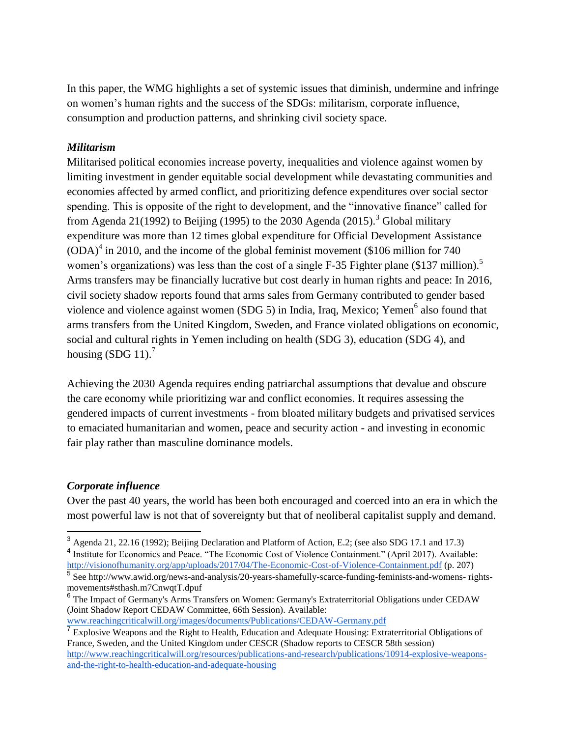In this paper, the WMG highlights a set of systemic issues that diminish, undermine and infringe on women's human rights and the success of the SDGs: militarism, corporate influence, consumption and production patterns, and shrinking civil society space.

### *Militarism*

Militarised political economies increase poverty, inequalities and violence against women by limiting investment in gender equitable social development while devastating communities and economies affected by armed conflict, and prioritizing defence expenditures over social sector spending. This is opposite of the right to development, and the "innovative finance" called for from Agenda 21(1992) to Beijing (1995) to the 2030 Agenda (2015).[3] Global military expenditure was more than 12 times global expenditure for Official Development Assistance (ODA)[4] in 2010, and the income of the global feminist movement ($106 million for 740 women's organizations) was less than the cost of a single F-35 Fighter plane ($137 million).[5] Arms transfers may be financially lucrative but cost dearly in human rights and peace: In 2016, civil society shadow reports found that arms sales from Germany contributed to gender based violence and violence against women (SDG 5) in India, Iraq, Mexico; Yemen[6] also found that arms transfers from the United Kingdom, Sweden, and France violated obligations on economic, social and cultural rights in Yemen including on health (SDG 3), education (SDG 4), and housing (SDG 11).[7]

Achieving the 2030 Agenda requires ending patriarchal assumptions that devalue and obscure the care economy while prioritizing war and conflict economies. It requires assessing the gendered impacts of current investments - from bloated military budgets and privatised services to emaciated humanitarian and women, peace and security action - and investing in economic fair play rather than masculine dominance models.

### *Corporate influence*

Over the past 40 years, the world has been both encouraged and coerced into an era in which the most powerful law is not that of sovereignty but that of neoliberal capitalist supply and demand.

---

[3] Agenda 21, 22.16 (1992); Beijing Declaration and Platform of Action, E.2; (see also SDG 17.1 and 17.3)

[4] Institute for Economics and Peace. "The Economic Cost of Violence Containment." (April 2017). Available: http://visionofhumanity.org/app/uploads/2017/04/The-Economic-Cost-of-Violence-Containment.pdf (p. 207)

[5] See http://www.awid.org/news-and-analysis/20-years-shamefully-scarce-funding-feminists-and-womens- rights-movements#sthash.m7CnwqtT.dpuf

[6] The Impact of Germany's Arms Transfers on Women: Germany's Extraterritorial Obligations under CEDAW (Joint Shadow Report CEDAW Committee, 66th Session). Available: www.reachingcriticalwill.org/images/documents/Publications/CEDAW-Germany.pdf

[7] Explosive Weapons and the Right to Health, Education and Adequate Housing: Extraterritorial Obligations of France, Sweden, and the United Kingdom under CESCR (Shadow reports to CESCR 58th session) http://www.reachingcriticalwill.org/resources/publications-and-research/publications/10914-explosive-weapons-and-the-right-to-health-education-and-adequate-housing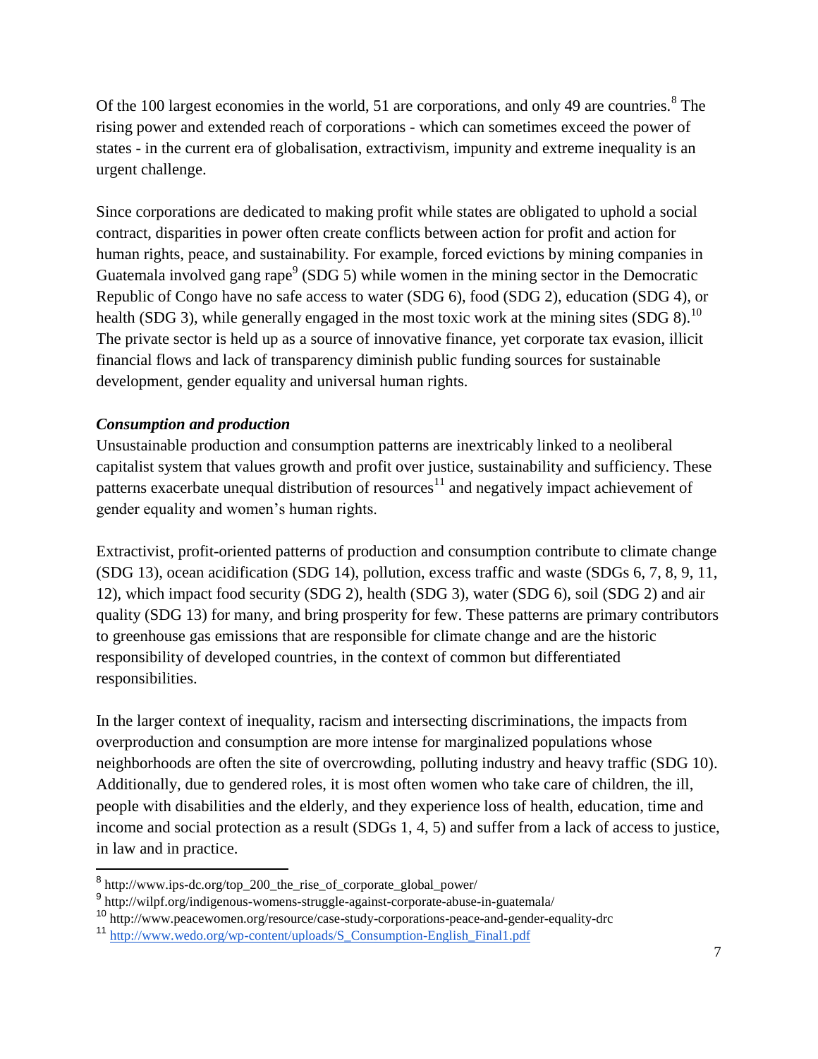Of the 100 largest economies in the world, 51 are corporations, and only 49 are countries.[8] The rising power and extended reach of corporations - which can sometimes exceed the power of states - in the current era of globalisation, extractivism, impunity and extreme inequality is an urgent challenge.

Since corporations are dedicated to making profit while states are obligated to uphold a social contract, disparities in power often create conflicts between action for profit and action for human rights, peace, and sustainability. For example, forced evictions by mining companies in Guatemala involved gang rape[9] (SDG 5) while women in the mining sector in the Democratic Republic of Congo have no safe access to water (SDG 6), food (SDG 2), education (SDG 4), or health (SDG 3), while generally engaged in the most toxic work at the mining sites (SDG 8).[10] The private sector is held up as a source of innovative finance, yet corporate tax evasion, illicit financial flows and lack of transparency diminish public funding sources for sustainable development, gender equality and universal human rights.

### *Consumption and production*

Unsustainable production and consumption patterns are inextricably linked to a neoliberal capitalist system that values growth and profit over justice, sustainability and sufficiency. These patterns exacerbate unequal distribution of resources[11] and negatively impact achievement of gender equality and women's human rights.

Extractivist, profit-oriented patterns of production and consumption contribute to climate change (SDG 13), ocean acidification (SDG 14), pollution, excess traffic and waste (SDGs 6, 7, 8, 9, 11, 12), which impact food security (SDG 2), health (SDG 3), water (SDG 6), soil (SDG 2) and air quality (SDG 13) for many, and bring prosperity for few. These patterns are primary contributors to greenhouse gas emissions that are responsible for climate change and are the historic responsibility of developed countries, in the context of common but differentiated responsibilities.

In the larger context of inequality, racism and intersecting discriminations, the impacts from overproduction and consumption are more intense for marginalized populations whose neighborhoods are often the site of overcrowding, polluting industry and heavy traffic (SDG 10). Additionally, due to gendered roles, it is most often women who take care of children, the ill, people with disabilities and the elderly, and they experience loss of health, education, time and income and social protection as a result (SDGs 1, 4, 5) and suffer from a lack of access to justice, in law and in practice.

---

[8] http://www.ips-dc.org/top_200_the_rise_of_corporate_global_power/

[9] http://wilpf.org/indigenous-womens-struggle-against-corporate-abuse-in-guatemala/

[10] http://www.peacewomen.org/resource/case-study-corporations-peace-and-gender-equality-drc

[11] http://www.wedo.org/wp-content/uploads/S_Consumption-English_Final1.pdf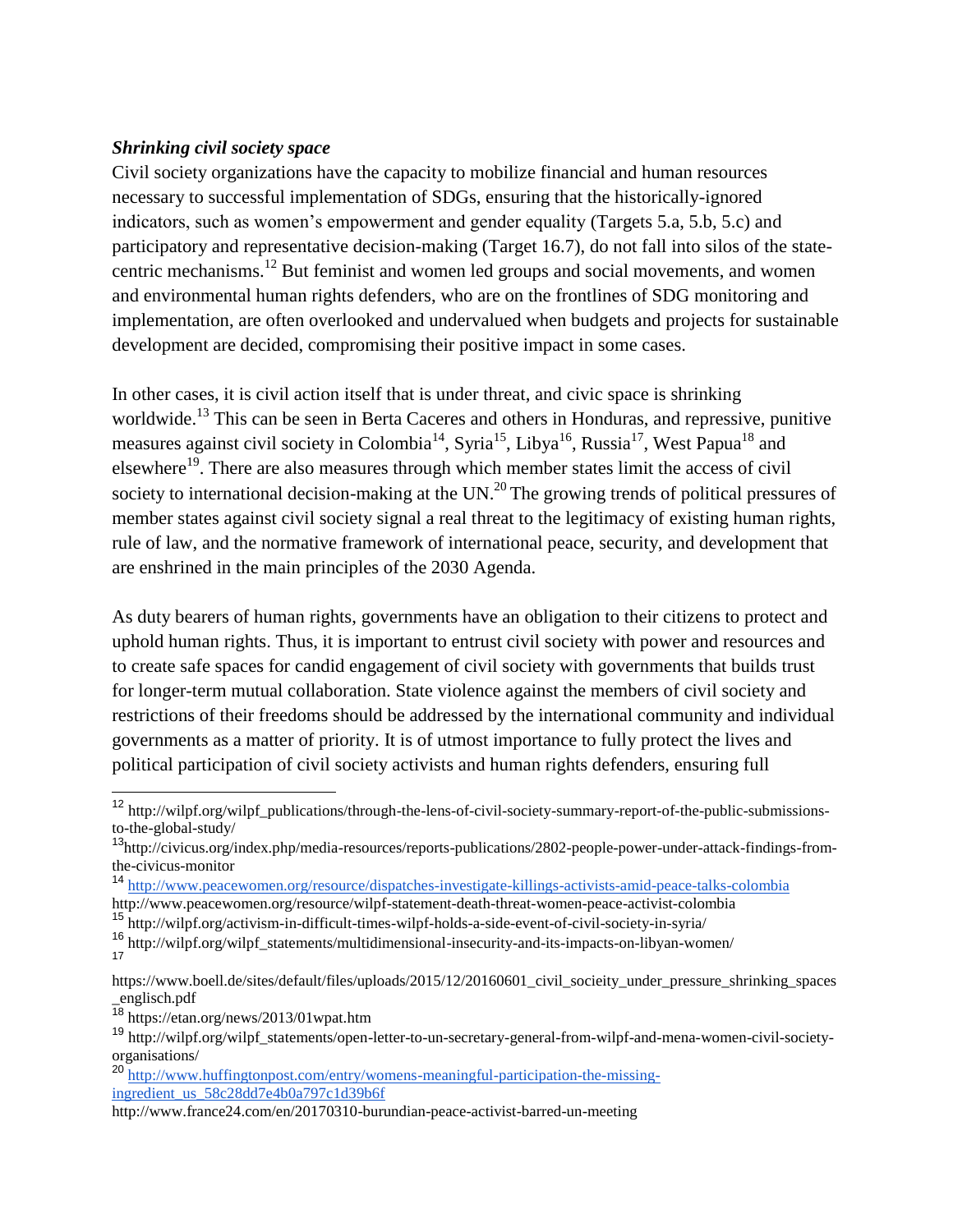### *Shrinking civil society space*

Civil society organizations have the capacity to mobilize financial and human resources necessary to successful implementation of SDGs, ensuring that the historically-ignored indicators, such as women's empowerment and gender equality (Targets 5.a, 5.b, 5.c) and participatory and representative decision-making (Target 16.7), do not fall into silos of the state-centric mechanisms.[12] But feminist and women led groups and social movements, and women and environmental human rights defenders, who are on the frontlines of SDG monitoring and implementation, are often overlooked and undervalued when budgets and projects for sustainable development are decided, compromising their positive impact in some cases.

In other cases, it is civil action itself that is under threat, and civic space is shrinking worldwide.[13] This can be seen in Berta Caceres and others in Honduras, and repressive, punitive measures against civil society in Colombia[14], Syria[15], Libya[16], Russia[17], West Papua[18] and elsewhere[19]. There are also measures through which member states limit the access of civil society to international decision-making at the UN.[20] The growing trends of political pressures of member states against civil society signal a real threat to the legitimacy of existing human rights, rule of law, and the normative framework of international peace, security, and development that are enshrined in the main principles of the 2030 Agenda.

As duty bearers of human rights, governments have an obligation to their citizens to protect and uphold human rights. Thus, it is important to entrust civil society with power and resources and to create safe spaces for candid engagement of civil society with governments that builds trust for longer-term mutual collaboration. State violence against the members of civil society and restrictions of their freedoms should be addressed by the international community and individual governments as a matter of priority. It is of utmost importance to fully protect the lives and political participation of civil society activists and human rights defenders, ensuring full

---

[12] http://wilpf.org/wilpf_publications/through-the-lens-of-civil-society-summary-report-of-the-public-submissions-to-the-global-study/

[13] http://civicus.org/index.php/media-resources/reports-publications/2802-people-power-under-attack-findings-from-the-civicus-monitor

[14] http://www.peacewomen.org/resource/dispatches-investigate-killings-activists-amid-peace-talks-colombia
http://www.peacewomen.org/resource/wilpf-statement-death-threat-women-peace-activist-colombia

[15] http://wilpf.org/activism-in-difficult-times-wilpf-holds-a-side-event-of-civil-society-in-syria/

[16] http://wilpf.org/wilpf_statements/multidimensional-insecurity-and-its-impacts-on-libyan-women/

[17] https://www.boell.de/sites/default/files/uploads/2015/12/20160601_civil_socieity_under_pressure_shrinking_spaces_englisch.pdf

[18] https://etan.org/news/2013/01wpat.htm

[19] http://wilpf.org/wilpf_statements/open-letter-to-un-secretary-general-from-wilpf-and-mena-women-civil-society-organisations/

[20] http://www.huffingtonpost.com/entry/womens-meaningful-participation-the-missing-ingredient_us_58c28dd7e4b0a797c1d39b6f
http://www.france24.com/en/20170310-burundian-peace-activist-barred-un-meeting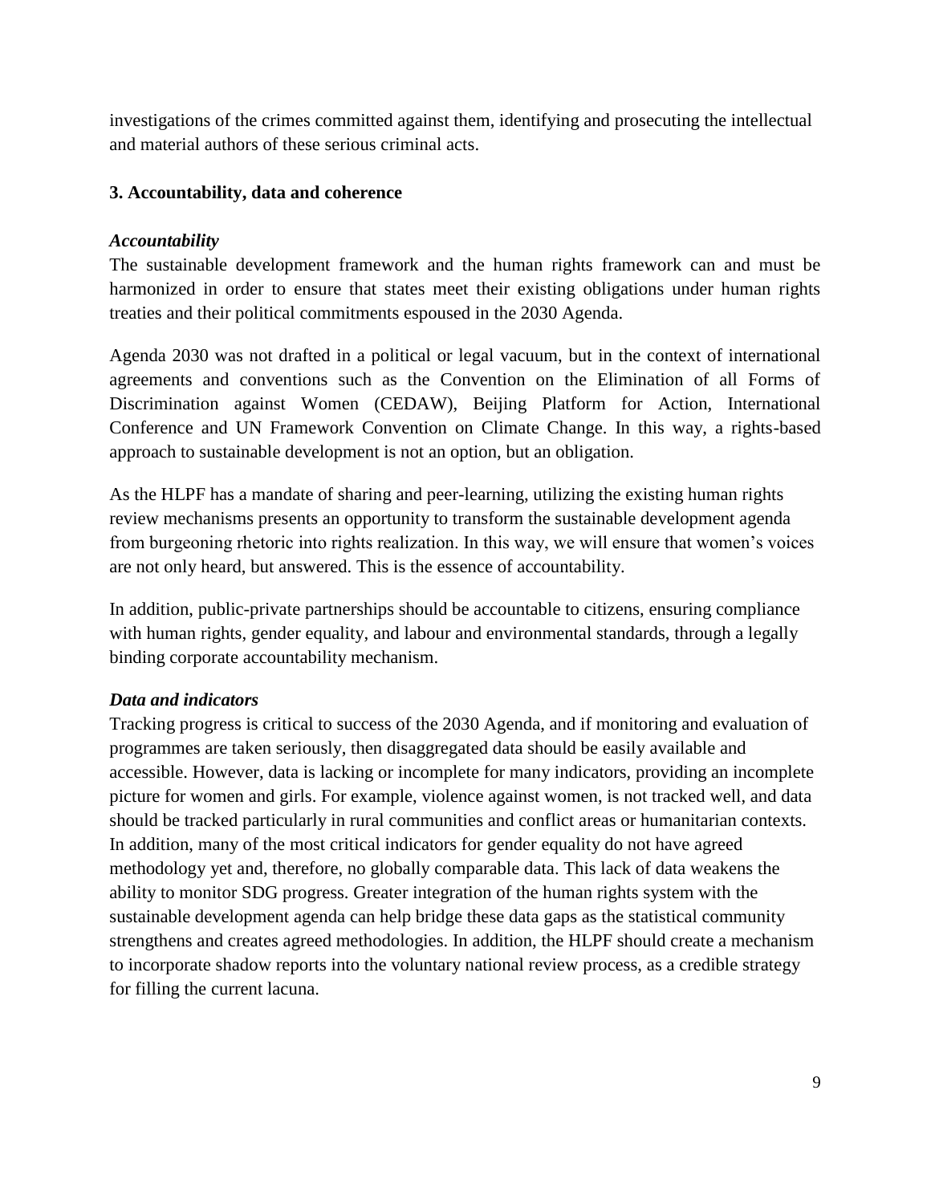investigations of the crimes committed against them, identifying and prosecuting the intellectual and material authors of these serious criminal acts.

### 3. Accountability, data and coherence

#### *Accountability*

The sustainable development framework and the human rights framework can and must be harmonized in order to ensure that states meet their existing obligations under human rights treaties and their political commitments espoused in the 2030 Agenda.

Agenda 2030 was not drafted in a political or legal vacuum, but in the context of international agreements and conventions such as the Convention on the Elimination of all Forms of Discrimination against Women (CEDAW), Beijing Platform for Action, International Conference and UN Framework Convention on Climate Change. In this way, a rights-based approach to sustainable development is not an option, but an obligation.

As the HLPF has a mandate of sharing and peer-learning, utilizing the existing human rights review mechanisms presents an opportunity to transform the sustainable development agenda from burgeoning rhetoric into rights realization. In this way, we will ensure that women's voices are not only heard, but answered. This is the essence of accountability.

In addition, public-private partnerships should be accountable to citizens, ensuring compliance with human rights, gender equality, and labour and environmental standards, through a legally binding corporate accountability mechanism.

#### *Data and indicators*

Tracking progress is critical to success of the 2030 Agenda, and if monitoring and evaluation of programmes are taken seriously, then disaggregated data should be easily available and accessible. However, data is lacking or incomplete for many indicators, providing an incomplete picture for women and girls. For example, violence against women, is not tracked well, and data should be tracked particularly in rural communities and conflict areas or humanitarian contexts. In addition, many of the most critical indicators for gender equality do not have agreed methodology yet and, therefore, no globally comparable data. This lack of data weakens the ability to monitor SDG progress. Greater integration of the human rights system with the sustainable development agenda can help bridge these data gaps as the statistical community strengthens and creates agreed methodologies. In addition, the HLPF should create a mechanism to incorporate shadow reports into the voluntary national review process, as a credible strategy for filling the current lacuna.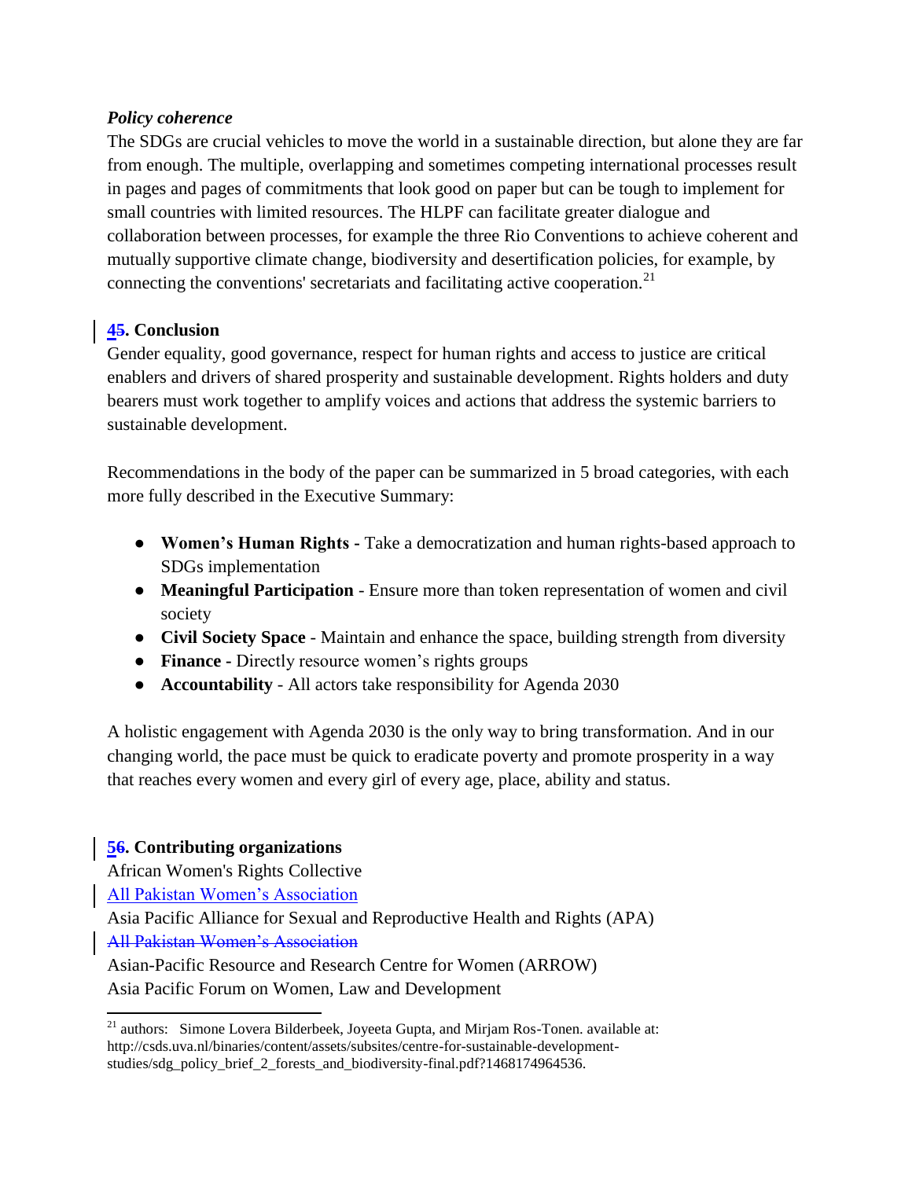***Policy coherence***

The SDGs are crucial vehicles to move the world in a sustainable direction, but alone they are far from enough. The multiple, overlapping and sometimes competing international processes result in pages and pages of commitments that look good on paper but can be tough to implement for small countries with limited resources. The HLPF can facilitate greater dialogue and collaboration between processes, for example the three Rio Conventions to achieve coherent and mutually supportive climate change, biodiversity and desertification policies, for example, by connecting the conventions' secretariats and facilitating active cooperation.[21]

## 4. Conclusion

Gender equality, good governance, respect for human rights and access to justice are critical enablers and drivers of shared prosperity and sustainable development. Rights holders and duty bearers must work together to amplify voices and actions that address the systemic barriers to sustainable development.

Recommendations in the body of the paper can be summarized in 5 broad categories, with each more fully described in the Executive Summary:

- **Women's Human Rights -** Take a democratization and human rights-based approach to SDGs implementation
- **Meaningful Participation** - Ensure more than token representation of women and civil society
- **Civil Society Space** - Maintain and enhance the space, building strength from diversity
- **Finance -** Directly resource women's rights groups
- **Accountability** - All actors take responsibility for Agenda 2030

A holistic engagement with Agenda 2030 is the only way to bring transformation. And in our changing world, the pace must be quick to eradicate poverty and promote prosperity in a way that reaches every women and every girl of every age, place, ability and status.

## 5. Contributing organizations

African Women's Rights Collective
All Pakistan Women's Association
Asia Pacific Alliance for Sexual and Reproductive Health and Rights (APA)
Asian-Pacific Resource and Research Centre for Women (ARROW)
Asia Pacific Forum on Women, Law and Development

---

[21] authors: Simone Lovera Bilderbeek, Joyeeta Gupta, and Mirjam Ros-Tonen. available at: http://csds.uva.nl/binaries/content/assets/subsites/centre-for-sustainable-development-studies/sdg_policy_brief_2_forests_and_biodiversity-final.pdf?1468174964536.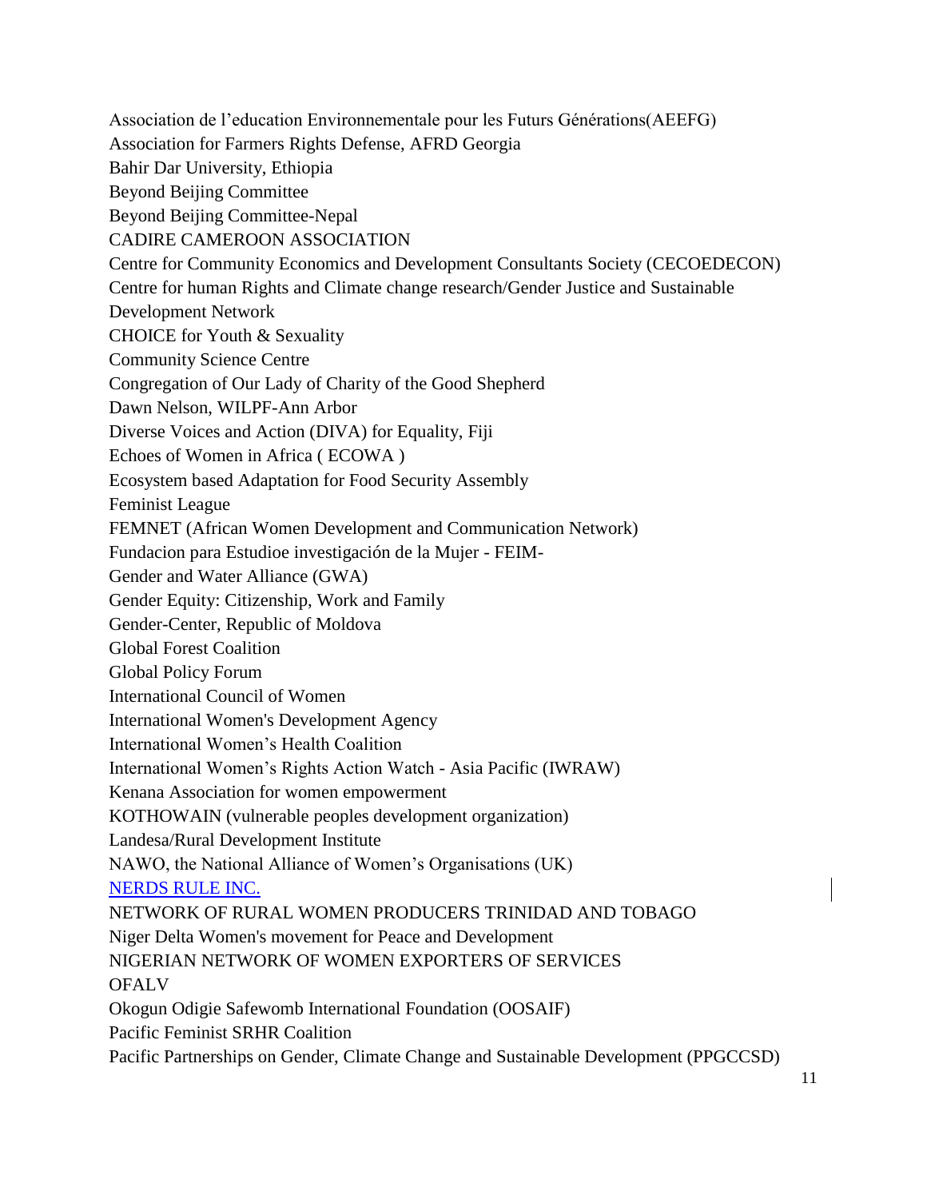Association de l'education Environnementale pour les Futurs Générations(AEEFG)
Association for Farmers Rights Defense, AFRD Georgia
Bahir Dar University, Ethiopia
Beyond Beijing Committee
Beyond Beijing Committee-Nepal
CADIRE CAMEROON ASSOCIATION
Centre for Community Economics and Development Consultants Society (CECOEDECON)
Centre for human Rights and Climate change research/Gender Justice and Sustainable Development Network
CHOICE for Youth & Sexuality
Community Science Centre
Congregation of Our Lady of Charity of the Good Shepherd
Dawn Nelson, WILPF-Ann Arbor
Diverse Voices and Action (DIVA) for Equality, Fiji
Echoes of Women in Africa ( ECOWA )
Ecosystem based Adaptation for Food Security Assembly
Feminist League
FEMNET (African Women Development and Communication Network)
Fundacion para Estudioe investigación de la Mujer - FEIM-
Gender and Water Alliance (GWA)
Gender Equity: Citizenship, Work and Family
Gender-Center, Republic of Moldova
Global Forest Coalition
Global Policy Forum
International Council of Women
International Women's Development Agency
International Women's Health Coalition
International Women's Rights Action Watch - Asia Pacific (IWRAW)
Kenana Association for women empowerment
KOTHOWAIN (vulnerable peoples development organization)
Landesa/Rural Development Institute
NAWO, the National Alliance of Women's Organisations (UK)
NERDS RULE INC.
NETWORK OF RURAL WOMEN PRODUCERS TRINIDAD AND TOBAGO
Niger Delta Women's movement for Peace and Development
NIGERIAN NETWORK OF WOMEN EXPORTERS OF SERVICES
OFALV
Okogun Odigie Safewomb International Foundation (OOSAIF)
Pacific Feminist SRHR Coalition
Pacific Partnerships on Gender, Climate Change and Sustainable Development (PPGCCSD)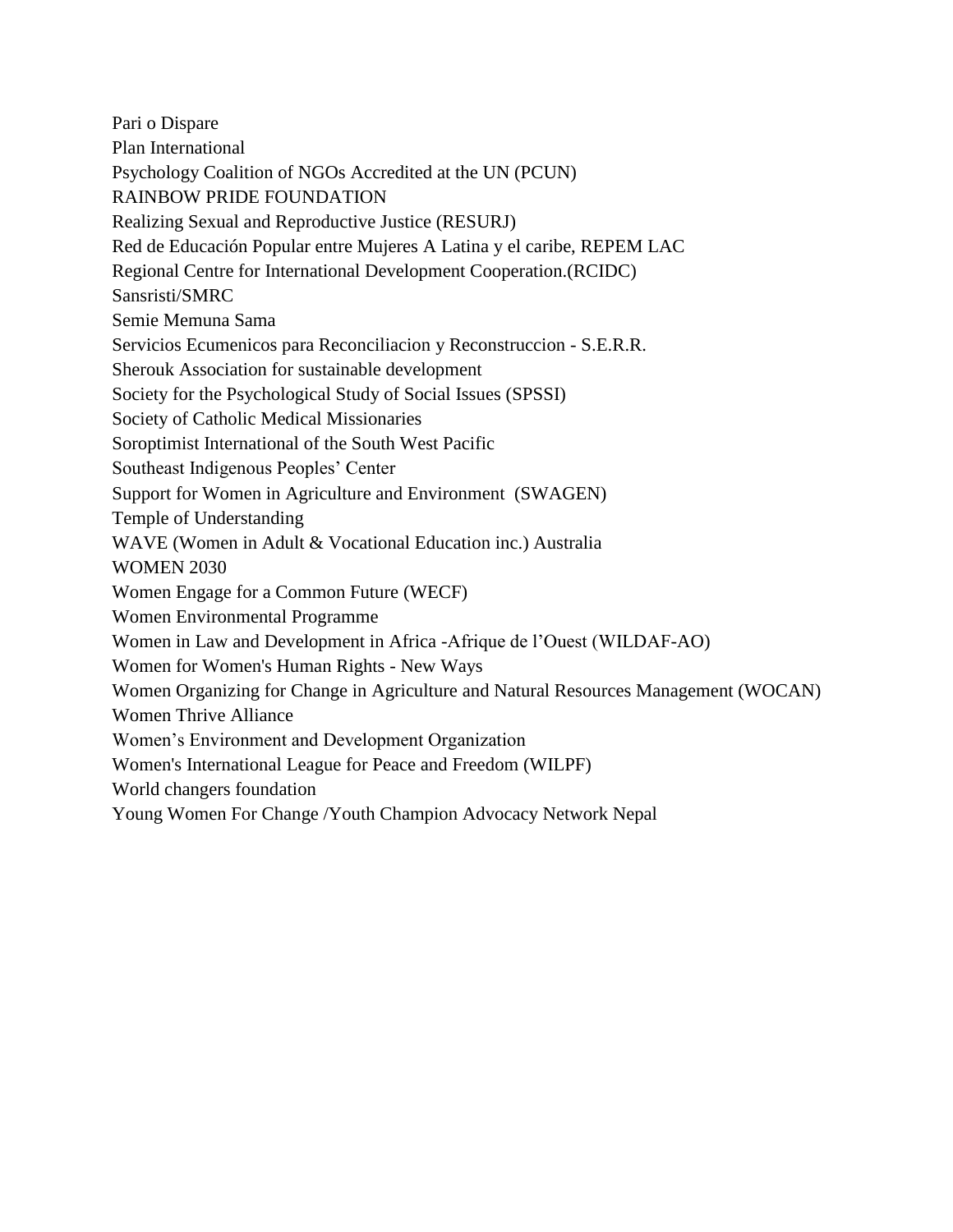Pari o Dispare
Plan International
Psychology Coalition of NGOs Accredited at the UN (PCUN)
RAINBOW PRIDE FOUNDATION
Realizing Sexual and Reproductive Justice (RESURJ)
Red de Educación Popular entre Mujeres A Latina y el caribe, REPEM LAC
Regional Centre for International Development Cooperation.(RCIDC)
Sansristi/SMRC
Semie Memuna Sama
Servicios Ecumenicos para Reconciliacion y Reconstruccion - S.E.R.R.
Sherouk Association for sustainable development
Society for the Psychological Study of Social Issues (SPSSI)
Society of Catholic Medical Missionaries
Soroptimist International of the South West Pacific
Southeast Indigenous Peoples' Center
Support for Women in Agriculture and Environment (SWAGEN)
Temple of Understanding
WAVE (Women in Adult & Vocational Education inc.) Australia
WOMEN 2030
Women Engage for a Common Future (WECF)
Women Environmental Programme
Women in Law and Development in Africa -Afrique de l'Ouest (WILDAF-AO)
Women for Women's Human Rights - New Ways
Women Organizing for Change in Agriculture and Natural Resources Management (WOCAN)
Women Thrive Alliance
Women's Environment and Development Organization
Women's International League for Peace and Freedom (WILPF)
World changers foundation
Young Women For Change /Youth Champion Advocacy Network Nepal